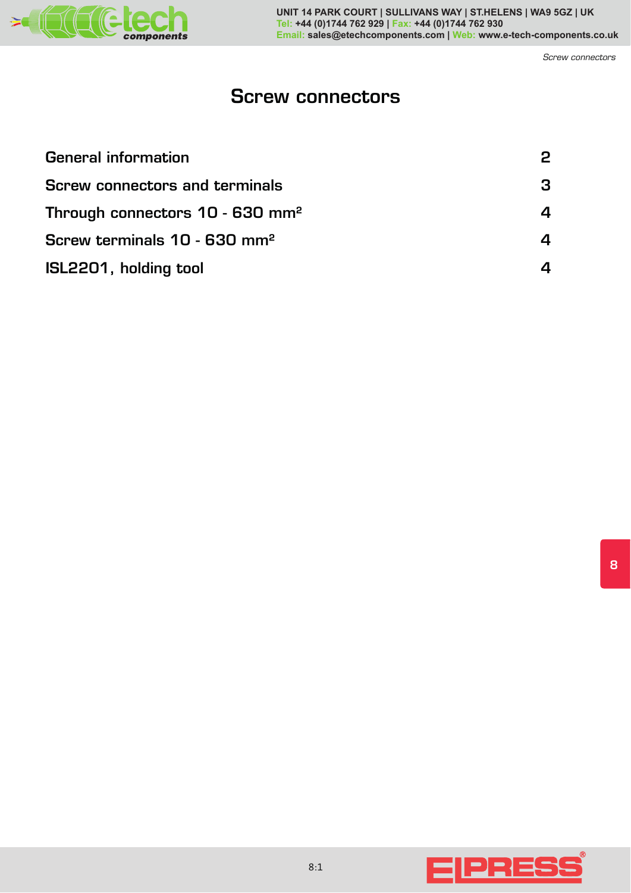# Screw connectors

| | |
|---|---|
| General information | 2 |
| Screw connectors and terminals | 3 |
| Through connectors 10 - 630 mm² | 4 |
| Screw terminals 10 - 630 mm² | 4 |
| ISL2201, holding tool | 4 |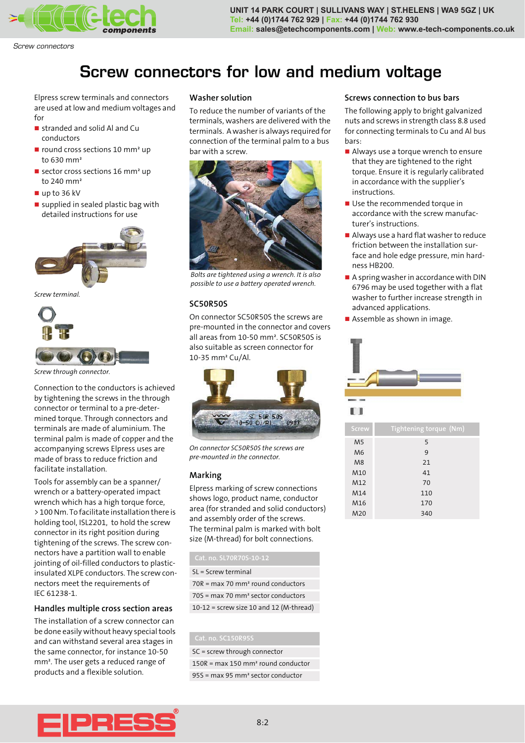# Screw connectors for low and medium voltage

Elpress screw terminals and connectors are used at low and medium voltages and for

- stranded and solid Al and Cu conductors
- round cross sections 10 mm² up to 630 mm²
- sector cross sections 16 mm² up to 240 mm²
- up to 36 kV
- supplied in sealed plastic bag with detailed instructions for use

*Screw terminal.*

*Screw through connector.*

Connection to the conductors is achieved by tightening the screws in the through connector or terminal to a pre-determined torque. Through connectors and terminals are made of aluminium. The terminal palm is made of copper and the accompanying screws Elpress uses are made of brass to reduce friction and facilitate installation.

Tools for assembly can be a spanner/ wrench or a battery-operated impact wrench which has a high torque force, > 100 Nm. To facilitate installation there is holding tool, ISL2201, to hold the screw connector in its right position during tightening of the screws. The screw connectors have a partition wall to enable jointing of oil-filled conductors to plastic-insulated XLPE conductors. The screw connectors meet the requirements of IEC 61238-1.

## Handles multiple cross section areas

The installation of a screw connector can be done easily without heavy special tools and can withstand several area stages in the same connector, for instance 10-50 mm². The user gets a reduced range of products and a flexible solution.

## Washer solution

To reduce the number of variants of the terminals, washers are delivered with the terminals. A washer is always required for connection of the terminal palm to a bus bar with a screw.

*Bolts are tightened using a wrench. It is also possible to use a battery operated wrench.*

## SC50R50S

On connector SC50R50S the screws are pre-mounted in the connector and covers all areas from 10-50 mm². SC50R50S is also suitable as screen connector for 10-35 mm² Cu/Al.

*On connector SC50R50S the screws are pre-mounted in the connector.*

## Marking

Elpress marking of screw connections shows logo, product name, conductor area (for stranded and solid conductors) and assembly order of the screws. The terminal palm is marked with bolt size (M-thread) for bolt connections.

| Cat. no. SL70R70S-10-12 |
|---|
| SL = Screw terminal |
| 70R = max 70 mm² round conductors |
| 70S = max 70 mm² sector conductors |
| 10-12 = screw size 10 and 12 (M-thread) |

| Cat. no. SC150R95S |
|---|
| SC = screw through connector |
| 150R = max 150 mm² round conductor |
| 95S = max 95 mm² sector conductor |

## Screws connection to bus bars

The following apply to bright galvanized nuts and screws in strength class 8.8 used for connecting terminals to Cu and Al bus bars:

- Always use a torque wrench to ensure that they are tightened to the right torque. Ensure it is regularly calibrated in accordance with the supplier's instructions.
- Use the recommended torque in accordance with the screw manufacturer's instructions.
- Always use a hard flat washer to reduce friction between the installation surface and hole edge pressure, min hardness HB200.
- A spring washer in accordance with DIN 6796 may be used together with a flat washer to further increase strength in advanced applications.
- Assemble as shown in image.

| Screw | Tightening torque (Nm) |
|---|---|
| M5 | 5 |
| M6 | 9 |
| M8 | 21 |
| M10 | 41 |
| M12 | 70 |
| M14 | 110 |
| M16 | 170 |
| M20 | 340 |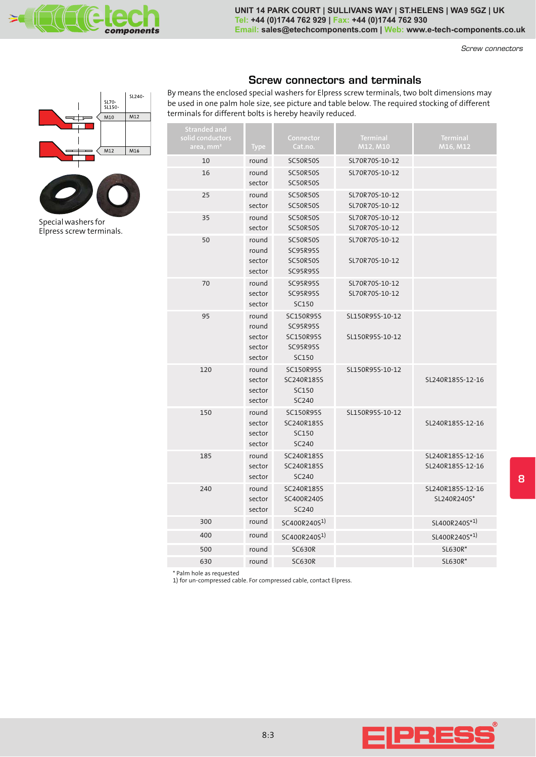## Screw connectors and terminals

By means the enclosed special washers for Elpress screw terminals, two bolt dimensions may be used in one palm hole size, see picture and table below. The required stocking of different terminals for different bolts is hereby heavily reduced.

| SL70- SL150- | SL240- |
|---|---|
| M10 | M12 |
| M12 | M16 |

Special washers for Elpress screw terminals.

| Stranded and solid conductors area, mm² | Type | Connector Cat.no. | Terminal M12, M10 | Terminal M16, M12 |
|---|---|---|---|---|
| 10 | round | SC50R50S | SL70R70S-10-12 | |
| 16 | round<br>sector | SC50R50S<br>SC50R50S | SL70R70S-10-12 | |
| 25 | round<br>sector | SC50R50S<br>SC50R50S | SL70R70S-10-12<br>SL70R70S-10-12 | |
| 35 | round<br>sector | SC50R50S<br>SC50R50S | SL70R70S-10-12<br>SL70R70S-10-12 | |
| 50 | round<br>round<br>sector<br>sector | SC50R50S<br>SC95R95S<br>SC50R50S<br>SC95R95S | SL70R70S-10-12<br><br>SL70R70S-10-12 | |
| 70 | round<br>sector<br>sector | SC95R95S<br>SC95R95S<br>SC150 | SL70R70S-10-12<br>SL70R70S-10-12 | |
| 95 | round<br>round<br>sector<br>sector<br>sector | SC150R95S<br>SC95R95S<br>SC150R95S<br>SC95R95S<br>SC150 | SL150R95S-10-12<br><br>SL150R95S-10-12 | |
| 120 | round<br>sector<br>sector<br>sector | SC150R95S<br>SC240R185S<br>SC150<br>SC240 | SL150R95S-10-12 | SL240R185S-12-16 |
| 150 | round<br>sector<br>sector<br>sector | SC150R95S<br>SC240R185S<br>SC150<br>SC240 | SL150R95S-10-12 | SL240R185S-12-16 |
| 185 | round<br>sector<br>sector | SC240R185S<br>SC240R185S<br>SC240 | | SL240R185S-12-16<br>SL240R185S-12-16 |
| 240 | round<br>sector<br>sector | SC240R185S<br>SC400R240S<br>SC240 | | SL240R185S-12-16<br>SL240R240S* |
| 300 | round | SC400R240S[1)] | | SL400R240S*[1)] |
| 400 | round | SC400R240S[1)] | | SL400R240S*[1)] |
| 500 | round | SC630R | | SL630R* |
| 630 | round | SC630R | | SL630R* |

* Palm hole as requested
1) for un-compressed cable. For compressed cable, contact Elpress.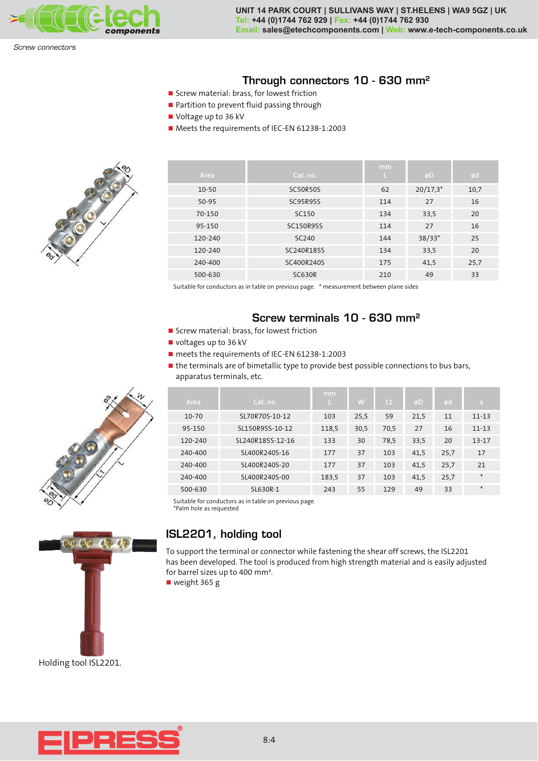## Through connectors 10 - 630 mm²

- Screw material: brass, for lowest friction
- Partition to prevent fluid passing through
- Voltage up to 36 kV
- Meets the requirements of IEC-EN 61238-1:2003

| Area | Cat. no. | mm L | øD | ød |
|---|---|---|---|---|
| 10-50 | SC50R50S | 62 | 20/17,3* | 10,7 |
| 50-95 | SC95R95S | 114 | 27 | 16 |
| 70-150 | SC150 | 134 | 33,5 | 20 |
| 95-150 | SC150R95S | 114 | 27 | 16 |
| 120-240 | SC240 | 144 | 38/33* | 25 |
| 120-240 | SC240R185S | 134 | 33,5 | 20 |
| 240-400 | SC400R240S | 175 | 41,5 | 25,7 |
| 500-630 | SC630R | 210 | 49 | 33 |

Suitable for conductors as in table on previous page. * measurement between plane sides

## Screw terminals 10 - 630 mm²

- Screw material: brass, for lowest friction
- voltages up to 36 kV
- meets the requirements of IEC-EN 61238-1:2003
- the terminals are of bimetallic type to provide best possible connections to bus bars, apparatus terminals, etc.

| Area | Cat. no. | mm L | W | L1 | øD | ød | a |
|---|---|---|---|---|---|---|---|
| 10-70 | SL70R70S-10-12 | 103 | 25,5 | 59 | 21,5 | 11 | 11-13 |
| 95-150 | SL150R95S-10-12 | 118,5 | 30,5 | 70,5 | 27 | 16 | 11-13 |
| 120-240 | SL240R185S-12-16 | 133 | 30 | 78,5 | 33,5 | 20 | 13-17 |
| 240-400 | SL400R240S-16 | 177 | 37 | 103 | 41,5 | 25,7 | 17 |
| 240-400 | SL400R240S-20 | 177 | 37 | 103 | 41,5 | 25,7 | 21 |
| 240-400 | SL400R240S-00 | 183,5 | 37 | 103 | 41,5 | 25,7 | * |
| 500-630 | SL630R-1 | 243 | 55 | 129 | 49 | 33 | * |

Suitable for conductors as in table on previous page.
*Palm hole as requested

## ISL2201, holding tool

To support the terminal or connector while fastening the shear off screws, the ISL2201 has been developed. The tool is produced from high strength material and is easily adjusted for barrel sizes up to 400 mm².

- weight 365 g

Holding tool ISL2201.